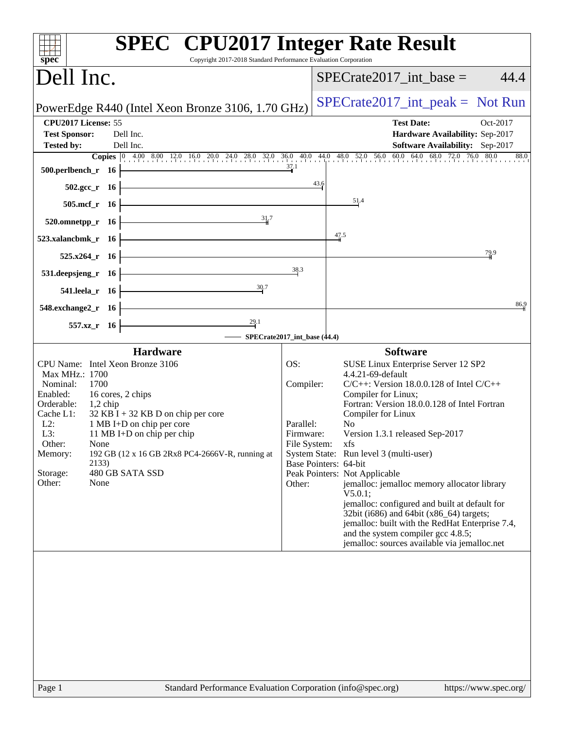# SPEC CPU2017 Integer Rate Result

Copyright 2017-2018 Standard Performance Evaluation Corporation

## Dell Inc.

PowerEdge R440 (Intel Xeon Bronze 3106, 1.70 GHz)

SPECrate2017_int_base = 44.4

SPECrate2017_int_peak = Not Run

| | | | |
|---|---|---|---|
| **CPU2017 License:** | 55 | **Test Date:** | Oct-2017 |
| **Test Sponsor:** | Dell Inc. | **Hardware Availability:** | Sep-2017 |
| **Tested by:** | Dell Inc. | **Software Availability:** | Sep-2017 |

| Benchmark | Copies | Base Ratio |
|---|---|---|
| 500.perlbench_r | 16 | 37.1 |
| 502.gcc_r | 16 | 43.6 |
| 505.mcf_r | 16 | 51.4 |
| 520.omnetpp_r | 16 | 31.7 |
| 523.xalancbmk_r | 16 | 47.5 |
| 525.x264_r | 16 | 79.9 |
| 531.deepsjeng_r | 16 | 38.3 |
| 541.leela_r | 16 | 30.7 |
| 548.exchange2_r | 16 | 86.9 |
| 557.xz_r | 16 | 29.1 |

SPECrate2017_int_base (44.4)

### Hardware

| | |
|---|---|
| CPU Name: | Intel Xeon Bronze 3106 |
| Max MHz.: | 1700 |
| Nominal: | 1700 |
| Enabled: | 16 cores, 2 chips |
| Orderable: | 1,2 chip |
| Cache L1: | 32 KB I + 32 KB D on chip per core |
| L2: | 1 MB I+D on chip per core |
| L3: | 11 MB I+D on chip per chip |
| Other: | None |
| Memory: | 192 GB (12 x 16 GB 2Rx8 PC4-2666V-R, running at 2133) |
| Storage: | 480 GB SATA SSD |
| Other: | None |

### Software

| | |
|---|---|
| OS: | SUSE Linux Enterprise Server 12 SP2 4.4.21-69-default |
| Compiler: | C/C++: Version 18.0.0.128 of Intel C/C++ Compiler for Linux; Fortran: Version 18.0.0.128 of Intel Fortran Compiler for Linux |
| Parallel: | No |
| Firmware: | Version 1.3.1 released Sep-2017 |
| File System: | xfs |
| System State: | Run level 3 (multi-user) |
| Base Pointers: | 64-bit |
| Peak Pointers: | Not Applicable |
| Other: | jemalloc: jemalloc memory allocator library V5.0.1; jemalloc: configured and built at default for 32bit (i686) and 64bit (x86_64) targets; jemalloc: built with the RedHat Enterprise 7.4, and the system compiler gcc 4.8.5; jemalloc: sources available via jemalloc.net |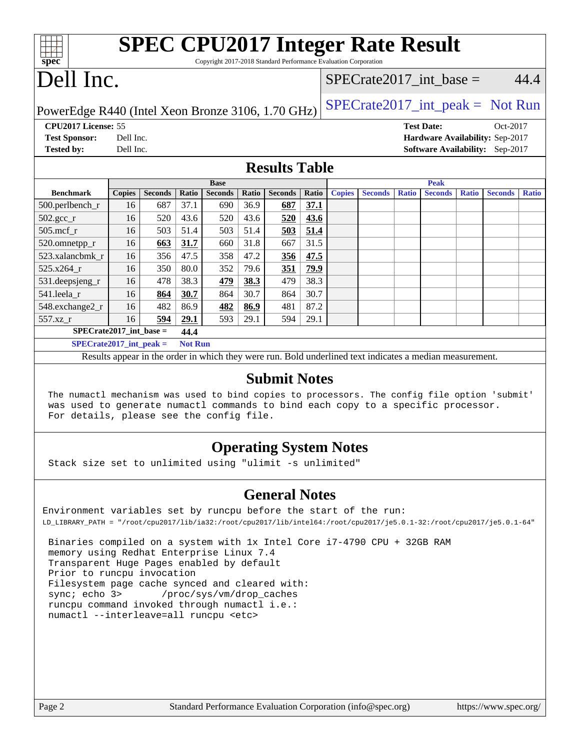# SPEC CPU2017 Integer Rate Result

Copyright 2017-2018 Standard Performance Evaluation Corporation

# Dell Inc.

PowerEdge R440 (Intel Xeon Bronze 3106, 1.70 GHz)

SPECrate2017_int_base = 44.4

SPECrate2017_int_peak = Not Run

**CPU2017 License:** 55
**Test Sponsor:** Dell Inc.
**Tested by:** Dell Inc.

**Test Date:** Oct-2017
**Hardware Availability:** Sep-2017
**Software Availability:** Sep-2017

## Results Table

| | Base | | | | | | | Peak | | | | | | |
|---|---|---|---|---|---|---|---|---|---|---|---|---|---|---|
| **Benchmark** | **Copies** | **Seconds** | **Ratio** | **Seconds** | **Ratio** | **Seconds** | **Ratio** | **Copies** | **Seconds** | **Ratio** | **Seconds** | **Ratio** | **Seconds** | **Ratio** |
| 500.perlbench_r | 16 | 687 | 37.1 | 690 | 36.9 | **687** | **37.1** | | | | | | | |
| 502.gcc_r | 16 | 520 | 43.6 | 520 | 43.6 | **520** | **43.6** | | | | | | | |
| 505.mcf_r | 16 | 503 | 51.4 | 503 | 51.4 | **503** | **51.4** | | | | | | | |
| 520.omnetpp_r | 16 | **663** | **31.7** | 660 | 31.8 | 667 | 31.5 | | | | | | | |
| 523.xalancbmk_r | 16 | 356 | 47.5 | 358 | 47.2 | **356** | **47.5** | | | | | | | |
| 525.x264_r | 16 | 350 | 80.0 | 352 | 79.6 | **351** | **79.9** | | | | | | | |
| 531.deepsjeng_r | 16 | 478 | 38.3 | **479** | **38.3** | 479 | 38.3 | | | | | | | |
| 541.leela_r | 16 | **864** | **30.7** | 864 | 30.7 | 864 | 30.7 | | | | | | | |
| 548.exchange2_r | 16 | 482 | 86.9 | **482** | **86.9** | 481 | 87.2 | | | | | | | |
| 557.xz_r | 16 | **594** | **29.1** | 593 | 29.1 | 594 | 29.1 | | | | | | | |

**SPECrate2017_int_base = 44.4**

**SPECrate2017_int_peak = Not Run**

Results appear in the order in which they were run. Bold underlined text indicates a median measurement.

## Submit Notes

```
The numactl mechanism was used to bind copies to processors. The config file option 'submit'
was used to generate numactl commands to bind each copy to a specific processor.
For details, please see the config file.
```

## Operating System Notes

```
Stack size set to unlimited using "ulimit -s unlimited"
```

## General Notes

```
Environment variables set by runcpu before the start of the run:
LD_LIBRARY_PATH = "/root/cpu2017/lib/ia32:/root/cpu2017/lib/intel64:/root/cpu2017/je5.0.1-32:/root/cpu2017/je5.0.1-64"

 Binaries compiled on a system with 1x Intel Core i7-4790 CPU + 32GB RAM
 memory using Redhat Enterprise Linux 7.4
 Transparent Huge Pages enabled by default
 Prior to runcpu invocation
 Filesystem page cache synced and cleared with:
 sync; echo 3>       /proc/sys/vm/drop_caches
 runcpu command invoked through numactl i.e.:
 numactl --interleave=all runcpu <etc>
```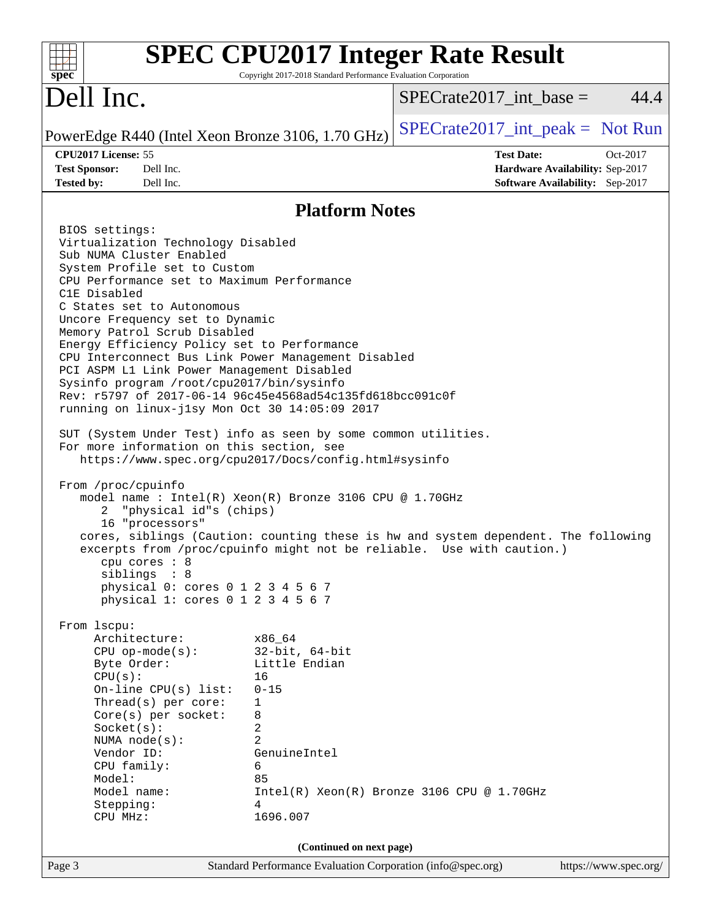## Platform Notes

```
BIOS settings:
Virtualization Technology Disabled
Sub NUMA Cluster Enabled
System Profile set to Custom
CPU Performance set to Maximum Performance
C1E Disabled
C States set to Autonomous
Uncore Frequency set to Dynamic
Memory Patrol Scrub Disabled
Energy Efficiency Policy set to Performance
CPU Interconnect Bus Link Power Management Disabled
PCI ASPM L1 Link Power Management Disabled
Sysinfo program /root/cpu2017/bin/sysinfo
Rev: r5797 of 2017-06-14 96c45e4568ad54c135fd618bcc091c0f
running on linux-j1sy Mon Oct 30 14:05:09 2017

SUT (System Under Test) info as seen by some common utilities.
For more information on this section, see
   https://www.spec.org/cpu2017/Docs/config.html#sysinfo

From /proc/cpuinfo
   model name : Intel(R) Xeon(R) Bronze 3106 CPU @ 1.70GHz
      2  "physical id"s (chips)
      16 "processors"
   cores, siblings (Caution: counting these is hw and system dependent. The following
   excerpts from /proc/cpuinfo might not be reliable.  Use with caution.)
      cpu cores : 8
      siblings  : 8
      physical 0: cores 0 1 2 3 4 5 6 7
      physical 1: cores 0 1 2 3 4 5 6 7

From lscpu:
     Architecture:          x86_64
     CPU op-mode(s):        32-bit, 64-bit
     Byte Order:            Little Endian
     CPU(s):                16
     On-line CPU(s) list:   0-15
     Thread(s) per core:    1
     Core(s) per socket:    8
     Socket(s):             2
     NUMA node(s):          2
     Vendor ID:             GenuineIntel
     CPU family:            6
     Model:                 85
     Model name:            Intel(R) Xeon(R) Bronze 3106 CPU @ 1.70GHz
     Stepping:              4
     CPU MHz:               1696.007
```

(Continued on next page)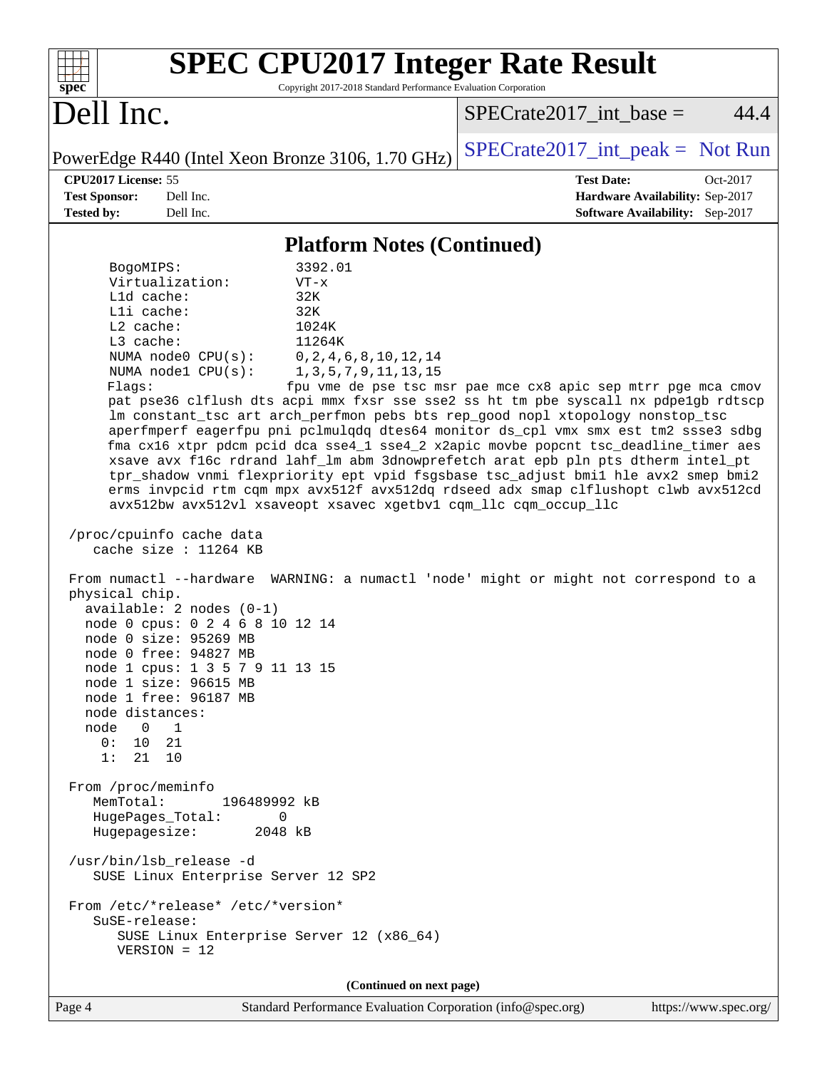# SPEC CPU2017 Integer Rate Result

Copyright 2017-2018 Standard Performance Evaluation Corporation

## Dell Inc.

PowerEdge R440 (Intel Xeon Bronze 3106, 1.70 GHz)

SPECrate2017_int_base = 44.4

SPECrate2017_int_peak = Not Run

**CPU2017 License:** 55
**Test Sponsor:** Dell Inc.
**Tested by:** Dell Inc.

**Test Date:** Oct-2017
**Hardware Availability:** Sep-2017
**Software Availability:** Sep-2017

### Platform Notes (Continued)

```
     BogoMIPS:              3392.01
     Virtualization:        VT-x
     L1d cache:             32K
     L1i cache:             32K
     L2 cache:              1024K
     L3 cache:              11264K
     NUMA node0 CPU(s):     0,2,4,6,8,10,12,14
     NUMA node1 CPU(s):     1,3,5,7,9,11,13,15
     Flags:                 fpu vme de pse tsc msr pae mce cx8 apic sep mtrr pge mca cmov
     pat pse36 clflush dts acpi mmx fxsr sse sse2 ss ht tm pbe syscall nx pdpe1gb rdtscp
     lm constant_tsc art arch_perfmon pebs bts rep_good nopl xtopology nonstop_tsc
     aperfmperf eagerfpu pni pclmulqdq dtes64 monitor ds_cpl vmx smx est tm2 ssse3 sdbg
     fma cx16 xtpr pdcm pcid dca sse4_1 sse4_2 x2apic movbe popcnt tsc_deadline_timer aes
     xsave avx f16c rdrand lahf_lm abm 3dnowprefetch arat epb pln pts dtherm intel_pt
     tpr_shadow vnmi flexpriority ept vpid fsgsbase tsc_adjust bmi1 hle avx2 smep bmi2
     erms invpcid rtm cqm mpx avx512f avx512dq rdseed adx smap clflushopt clwb avx512cd
     avx512bw avx512vl xsaveopt xsavec xgetbv1 cqm_llc cqm_occup_llc

 /proc/cpuinfo cache data
    cache size : 11264 KB

 From numactl --hardware  WARNING: a numactl 'node' might or might not correspond to a
 physical chip.
   available: 2 nodes (0-1)
   node 0 cpus: 0 2 4 6 8 10 12 14
   node 0 size: 95269 MB
   node 0 free: 94827 MB
   node 1 cpus: 1 3 5 7 9 11 13 15
   node 1 size: 96615 MB
   node 1 free: 96187 MB
   node distances:
   node   0   1
     0:  10  21
     1:  21  10

 From /proc/meminfo
    MemTotal:       196489992 kB
    HugePages_Total:       0
    Hugepagesize:       2048 kB

 /usr/bin/lsb_release -d
    SUSE Linux Enterprise Server 12 SP2

 From /etc/*release* /etc/*version*
    SuSE-release:
       SUSE Linux Enterprise Server 12 (x86_64)
       VERSION = 12
```

(Continued on next page)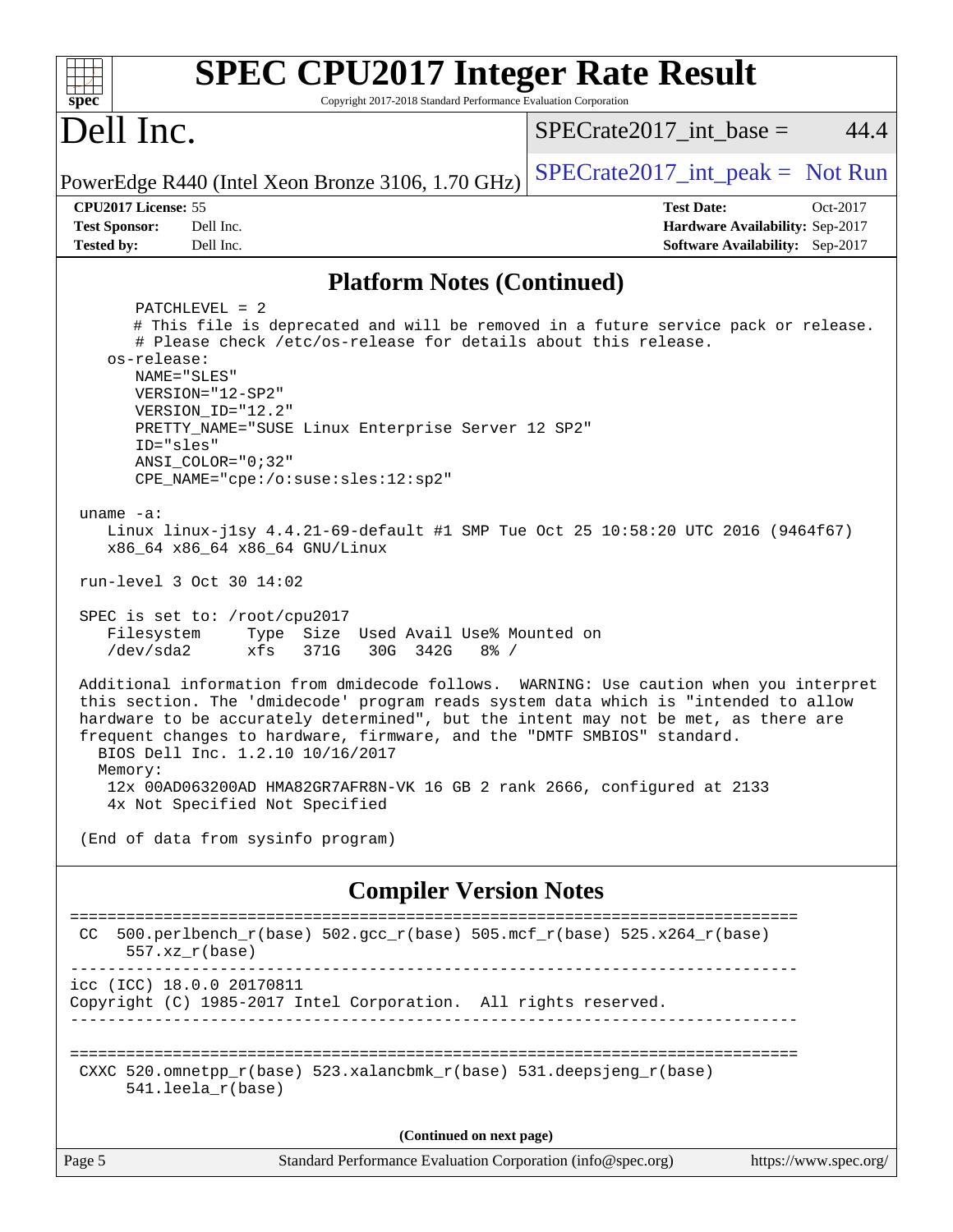## Platform Notes (Continued)

```
      PATCHLEVEL = 2
      # This file is deprecated and will be removed in a future service pack or release.
      # Please check /etc/os-release for details about this release.
   os-release:
      NAME="SLES"
      VERSION="12-SP2"
      VERSION_ID="12.2"
      PRETTY_NAME="SUSE Linux Enterprise Server 12 SP2"
      ID="sles"
      ANSI_COLOR="0;32"
      CPE_NAME="cpe:/o:suse:sles:12:sp2"

 uname -a:
    Linux linux-j1sy 4.4.21-69-default #1 SMP Tue Oct 25 10:58:20 UTC 2016 (9464f67)
    x86_64 x86_64 x86_64 GNU/Linux

 run-level 3 Oct 30 14:02

 SPEC is set to: /root/cpu2017
    Filesystem     Type  Size  Used Avail Use% Mounted on
    /dev/sda2      xfs   371G   30G  342G   8% /

 Additional information from dmidecode follows.  WARNING: Use caution when you interpret
 this section. The 'dmidecode' program reads system data which is "intended to allow
 hardware to be accurately determined", but the intent may not be met, as there are
 frequent changes to hardware, firmware, and the "DMTF SMBIOS" standard.
   BIOS Dell Inc. 1.2.10 10/16/2017
   Memory:
    12x 00AD063200AD HMA82GR7AFR8N-VK 16 GB 2 rank 2666, configured at 2133
    4x Not Specified Not Specified

 (End of data from sysinfo program)
```

## Compiler Version Notes

```
==============================================================================
 CC  500.perlbench_r(base) 502.gcc_r(base) 505.mcf_r(base) 525.x264_r(base)
      557.xz_r(base)
------------------------------------------------------------------------------
icc (ICC) 18.0.0 20170811
Copyright (C) 1985-2017 Intel Corporation.  All rights reserved.
------------------------------------------------------------------------------

==============================================================================
 CXXC 520.omnetpp_r(base) 523.xalancbmk_r(base) 531.deepsjeng_r(base)
      541.leela_r(base)
```

**(Continued on next page)**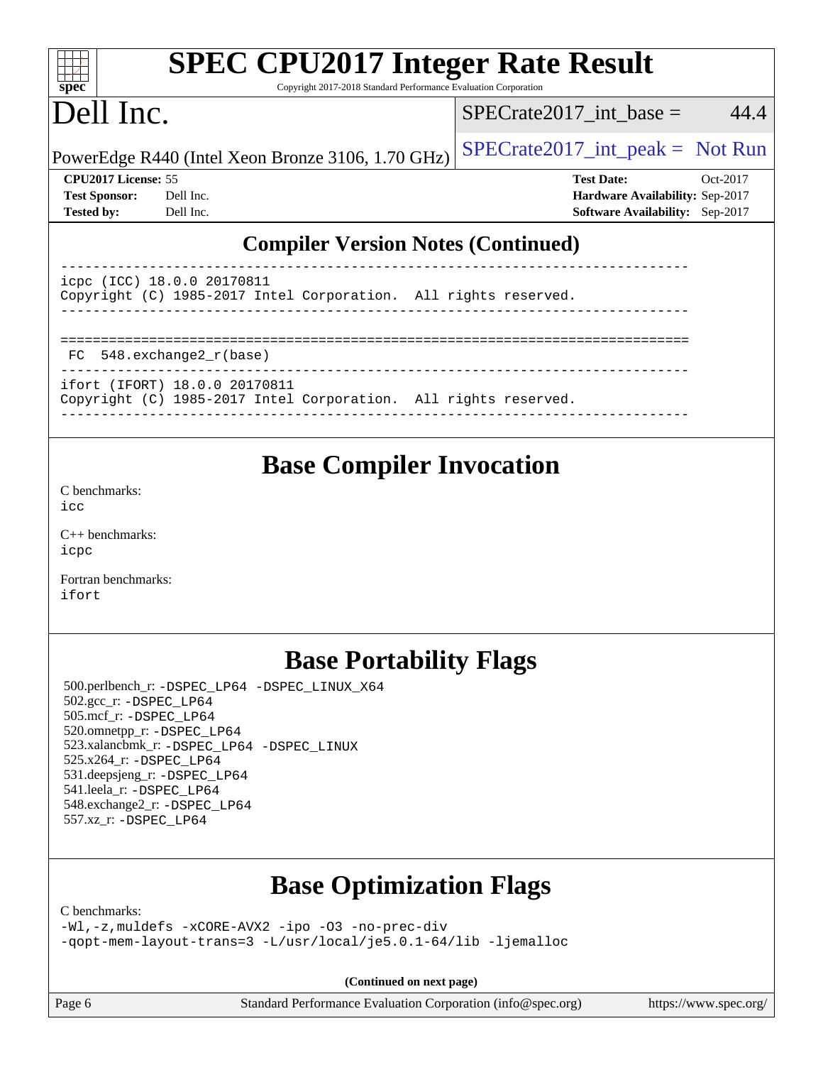## Compiler Version Notes (Continued)

```
------------------------------------------------------------------------------
icpc (ICC) 18.0.0 20170811
Copyright (C) 1985-2017 Intel Corporation.  All rights reserved.
------------------------------------------------------------------------------

==============================================================================
 FC  548.exchange2_r(base)
------------------------------------------------------------------------------
ifort (IFORT) 18.0.0 20170811
Copyright (C) 1985-2017 Intel Corporation.  All rights reserved.
------------------------------------------------------------------------------
```

## Base Compiler Invocation

C benchmarks:
`icc`

C++ benchmarks:
`icpc`

Fortran benchmarks:
`ifort`

## Base Portability Flags

500.perlbench_r: `-DSPEC_LP64 -DSPEC_LINUX_X64`
502.gcc_r: `-DSPEC_LP64`
505.mcf_r: `-DSPEC_LP64`
520.omnetpp_r: `-DSPEC_LP64`
523.xalancbmk_r: `-DSPEC_LP64 -DSPEC_LINUX`
525.x264_r: `-DSPEC_LP64`
531.deepsjeng_r: `-DSPEC_LP64`
541.leela_r: `-DSPEC_LP64`
548.exchange2_r: `-DSPEC_LP64`
557.xz_r: `-DSPEC_LP64`

## Base Optimization Flags

C benchmarks:
```
-Wl,-z,muldefs -xCORE-AVX2 -ipo -O3 -no-prec-div
-qopt-mem-layout-trans=3 -L/usr/local/je5.0.1-64/lib -ljemalloc
```

**(Continued on next page)**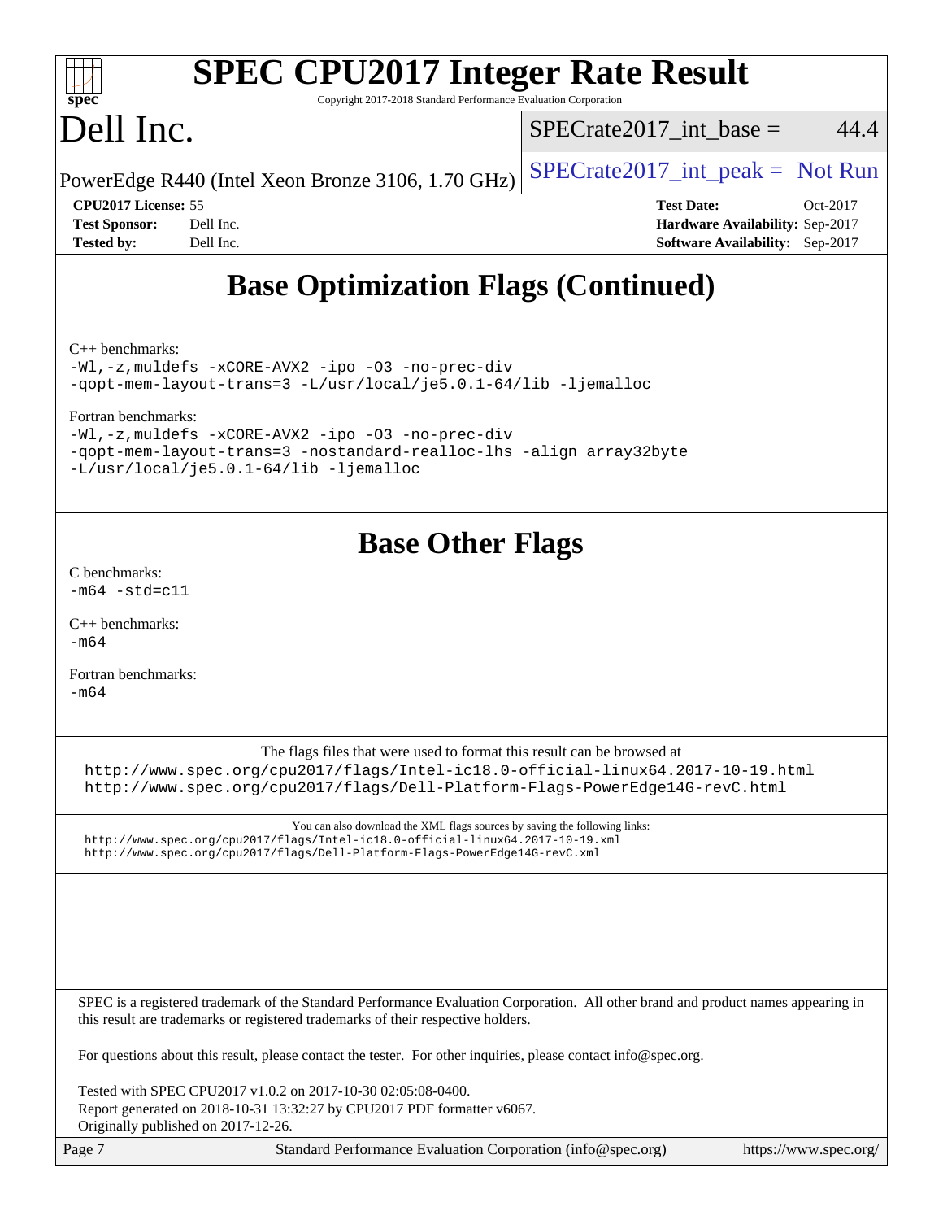# Base Optimization Flags (Continued)

C++ benchmarks:

```
-Wl,-z,muldefs -xCORE-AVX2 -ipo -O3 -no-prec-div
-qopt-mem-layout-trans=3 -L/usr/local/je5.0.1-64/lib -ljemalloc
```

Fortran benchmarks:

```
-Wl,-z,muldefs -xCORE-AVX2 -ipo -O3 -no-prec-div
-qopt-mem-layout-trans=3 -nostandard-realloc-lhs -align array32byte
-L/usr/local/je5.0.1-64/lib -ljemalloc
```

# Base Other Flags

C benchmarks:

```
-m64 -std=c11
```

C++ benchmarks:

```
-m64
```

Fortran benchmarks:

```
-m64
```

The flags files that were used to format this result can be browsed at

http://www.spec.org/cpu2017/flags/Intel-ic18.0-official-linux64.2017-10-19.html
http://www.spec.org/cpu2017/flags/Dell-Platform-Flags-PowerEdge14G-revC.html

You can also download the XML flags sources by saving the following links:

http://www.spec.org/cpu2017/flags/Intel-ic18.0-official-linux64.2017-10-19.xml
http://www.spec.org/cpu2017/flags/Dell-Platform-Flags-PowerEdge14G-revC.xml

SPEC is a registered trademark of the Standard Performance Evaluation Corporation. All other brand and product names appearing in this result are trademarks or registered trademarks of their respective holders.

For questions about this result, please contact the tester. For other inquiries, please contact info@spec.org.

Tested with SPEC CPU2017 v1.0.2 on 2017-10-30 02:05:08-0400.
Report generated on 2018-10-31 13:32:27 by CPU2017 PDF formatter v6067.
Originally published on 2017-12-26.